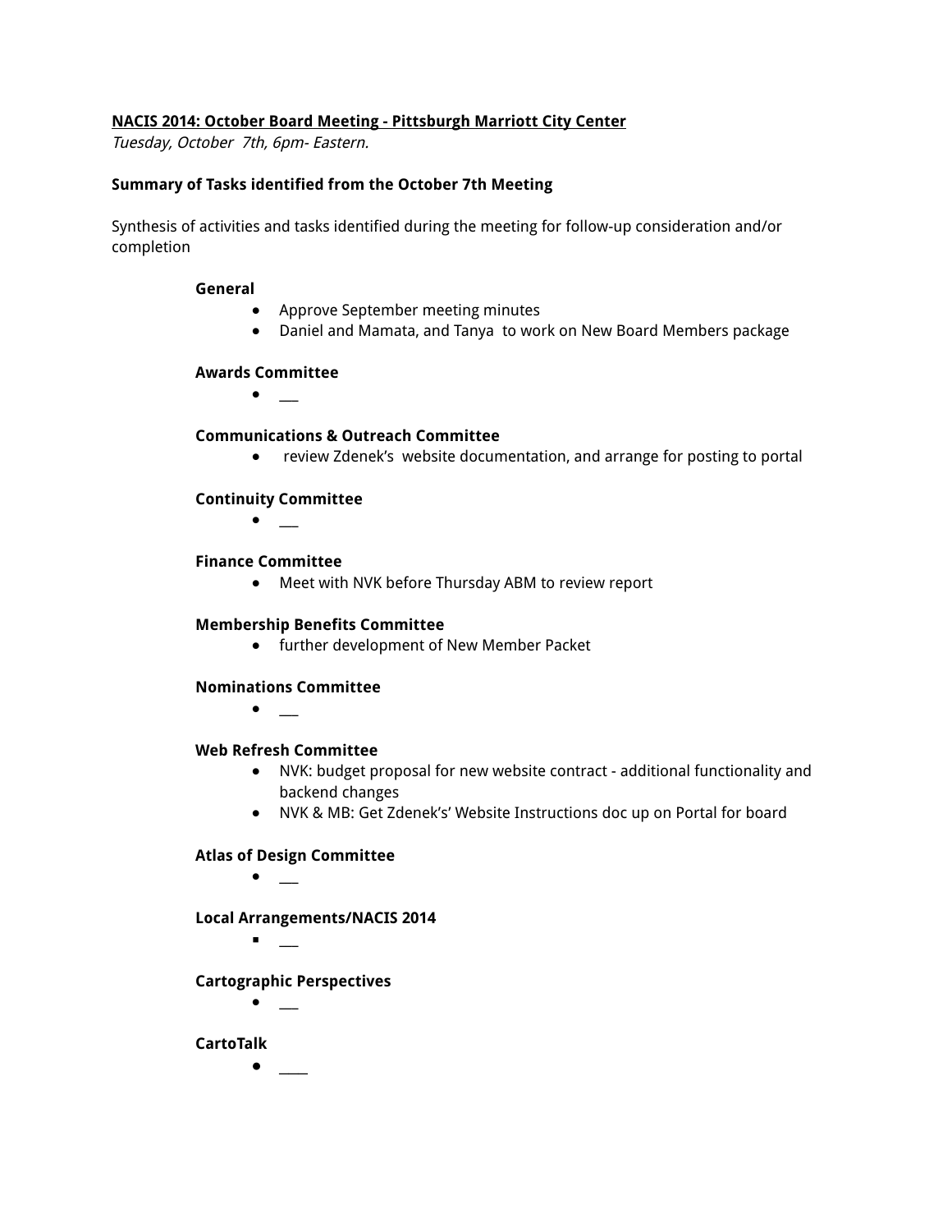**<u>NACIS 2014: October Board Meeting - Pittsburgh Marriott City Center</u>**
*Tuesday, October 7th, 6pm- Eastern.*

**Summary of Tasks identified from the October 7th Meeting**

Synthesis of activities and tasks identified during the meeting for follow-up consideration and/or completion

**General**

- Approve September meeting minutes
- Daniel and Mamata, and Tanya to work on New Board Members package

**Awards Committee**

- ___

**Communications & Outreach Committee**

- review Zdenek's website documentation, and arrange for posting to portal

**Continuity Committee**

- ___

**Finance Committee**

- Meet with NVK before Thursday ABM to review report

**Membership Benefits Committee**

- further development of New Member Packet

**Nominations Committee**

- ___

**Web Refresh Committee**

- NVK: budget proposal for new website contract - additional functionality and backend changes
- NVK & MB: Get Zdenek's' Website Instructions doc up on Portal for board

**Atlas of Design Committee**

- ___

**Local Arrangements/NACIS 2014**

- ___

**Cartographic Perspectives**

- ___

**CartoTalk**

- ____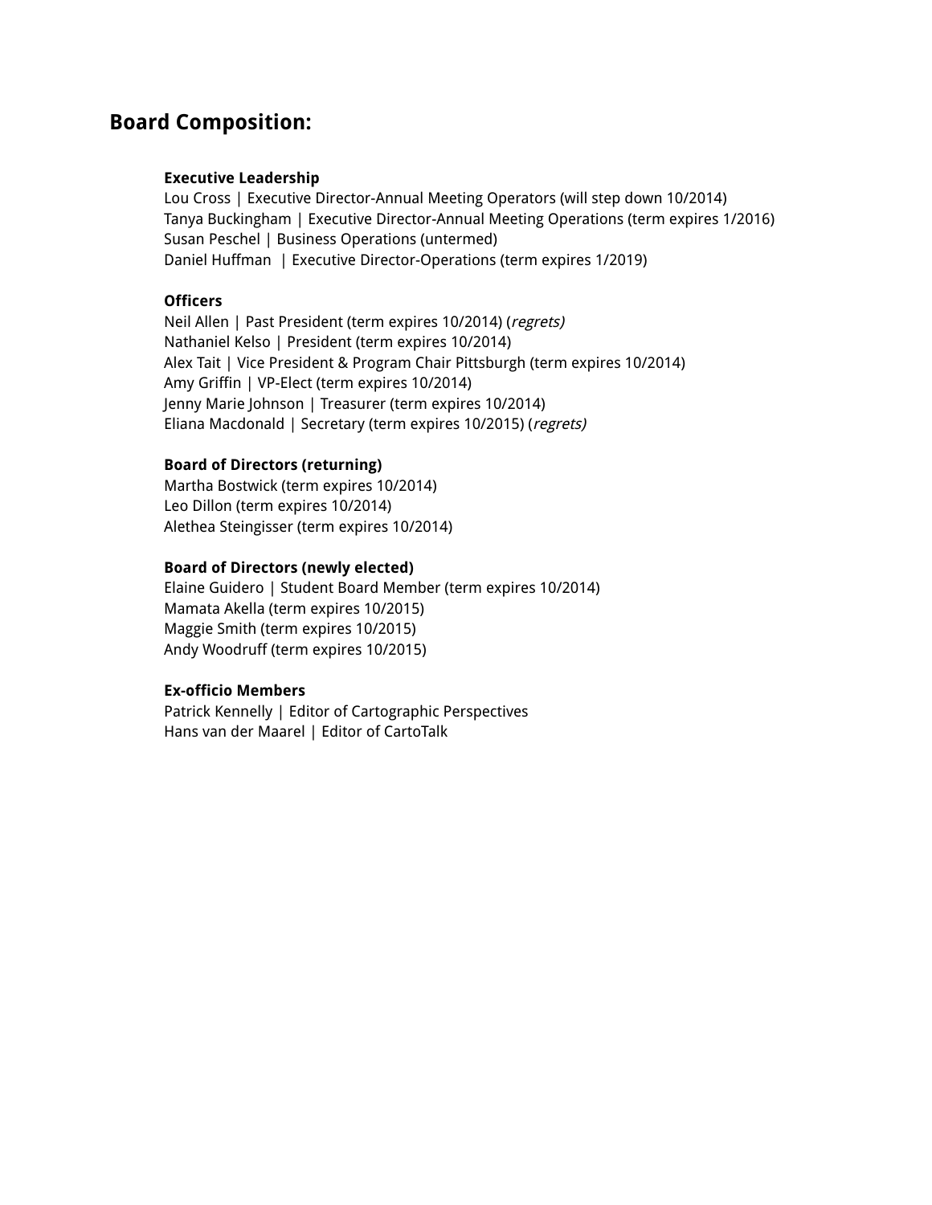## Board Composition:

**Executive Leadership**
Lou Cross | Executive Director-Annual Meeting Operators (will step down 10/2014)
Tanya Buckingham | Executive Director-Annual Meeting Operations (term expires 1/2016)
Susan Peschel | Business Operations (untermed)
Daniel Huffman | Executive Director-Operations (term expires 1/2019)

**Officers**
Neil Allen | Past President (term expires 10/2014) (*regrets)*
Nathaniel Kelso | President (term expires 10/2014)
Alex Tait | Vice President & Program Chair Pittsburgh (term expires 10/2014)
Amy Griffin | VP-Elect (term expires 10/2014)
Jenny Marie Johnson | Treasurer (term expires 10/2014)
Eliana Macdonald | Secretary (term expires 10/2015) (*regrets)*

**Board of Directors (returning)**
Martha Bostwick (term expires 10/2014)
Leo Dillon (term expires 10/2014)
Alethea Steingisser (term expires 10/2014)

**Board of Directors (newly elected)**
Elaine Guidero | Student Board Member (term expires 10/2014)
Mamata Akella (term expires 10/2015)
Maggie Smith (term expires 10/2015)
Andy Woodruff (term expires 10/2015)

**Ex-officio Members**
Patrick Kennelly | Editor of Cartographic Perspectives
Hans van der Maarel | Editor of CartoTalk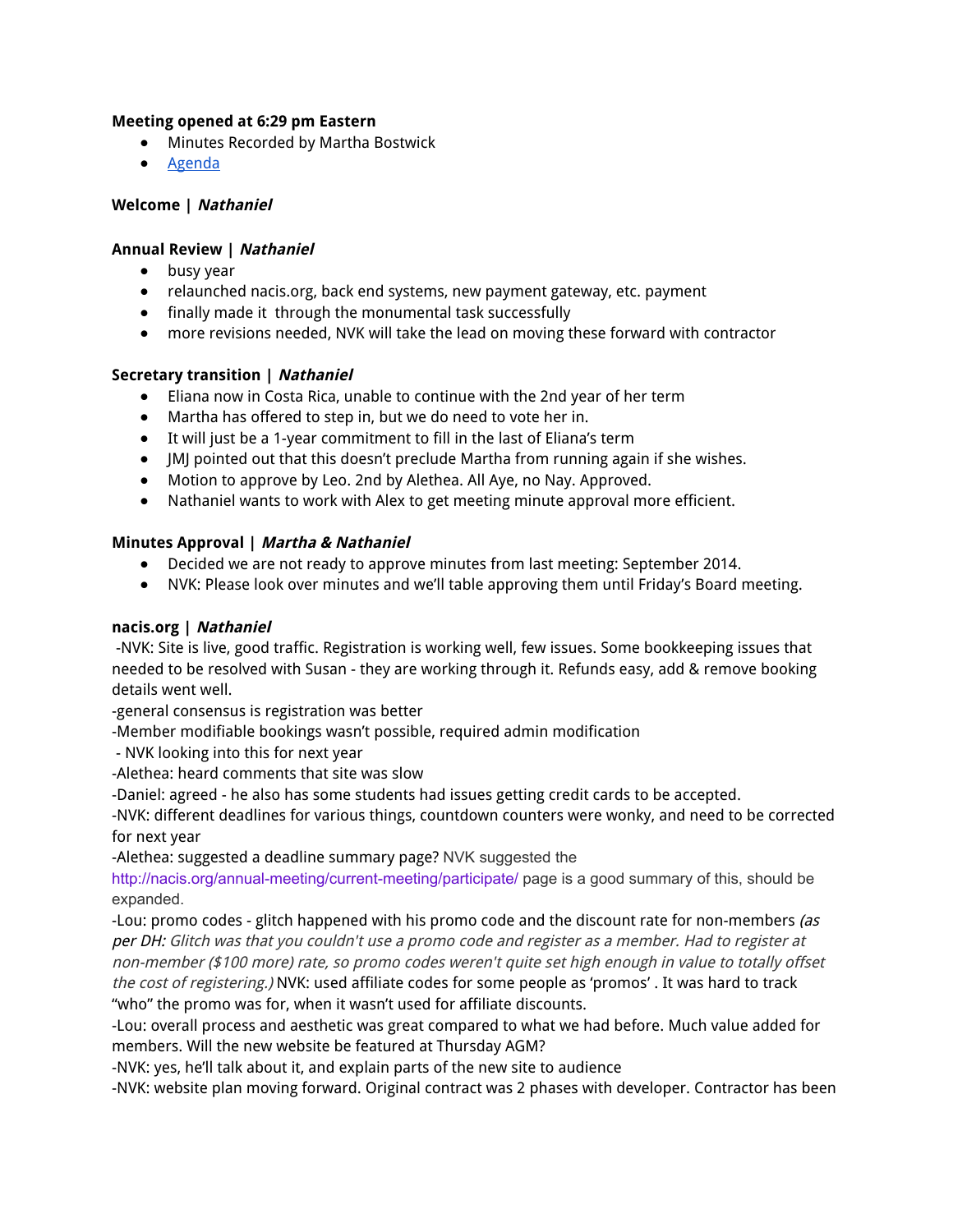**Meeting opened at 6:29 pm Eastern**

- Minutes Recorded by Martha Bostwick
- Agenda

**Welcome | *Nathaniel***

**Annual Review | *Nathaniel***

- busy year
- relaunched nacis.org, back end systems, new payment gateway, etc. payment
- finally made it  through the monumental task successfully
- more revisions needed, NVK will take the lead on moving these forward with contractor

**Secretary transition | *Nathaniel***

- Eliana now in Costa Rica, unable to continue with the 2nd year of her term
- Martha has offered to step in, but we do need to vote her in.
- It will just be a 1-year commitment to fill in the last of Eliana's term
- JMJ pointed out that this doesn't preclude Martha from running again if she wishes.
- Motion to approve by Leo. 2nd by Alethea. All Aye, no Nay. Approved.
- Nathaniel wants to work with Alex to get meeting minute approval more efficient.

**Minutes Approval | *Martha & Nathaniel***

- Decided we are not ready to approve minutes from last meeting: September 2014.
- NVK: Please look over minutes and we'll table approving them until Friday's Board meeting.

**nacis.org | *Nathaniel***

-NVK: Site is live, good traffic. Registration is working well, few issues. Some bookkeeping issues that needed to be resolved with Susan - they are working through it. Refunds easy, add & remove booking details went well.
-general consensus is registration was better
-Member modifiable bookings wasn't possible, required admin modification
- NVK looking into this for next year
-Alethea: heard comments that site was slow
-Daniel: agreed - he also has some students had issues getting credit cards to be accepted.
-NVK: different deadlines for various things, countdown counters were wonky, and need to be corrected for next year
-Alethea: suggested a deadline summary page? NVK suggested the http://nacis.org/annual-meeting/current-meeting/participate/ page is a good summary of this, should be expanded.
-Lou: promo codes - glitch happened with his promo code and the discount rate for non-members *(as per DH: Glitch was that you couldn't use a promo code and register as a member. Had to register at non-member ($100 more) rate, so promo codes weren't quite set high enough in value to totally offset the cost of registering.)* NVK: used affiliate codes for some people as 'promos' . It was hard to track "who" the promo was for, when it wasn't used for affiliate discounts.
-Lou: overall process and aesthetic was great compared to what we had before. Much value added for members. Will the new website be featured at Thursday AGM?
-NVK: yes, he'll talk about it, and explain parts of the new site to audience
-NVK: website plan moving forward. Original contract was 2 phases with developer. Contractor has been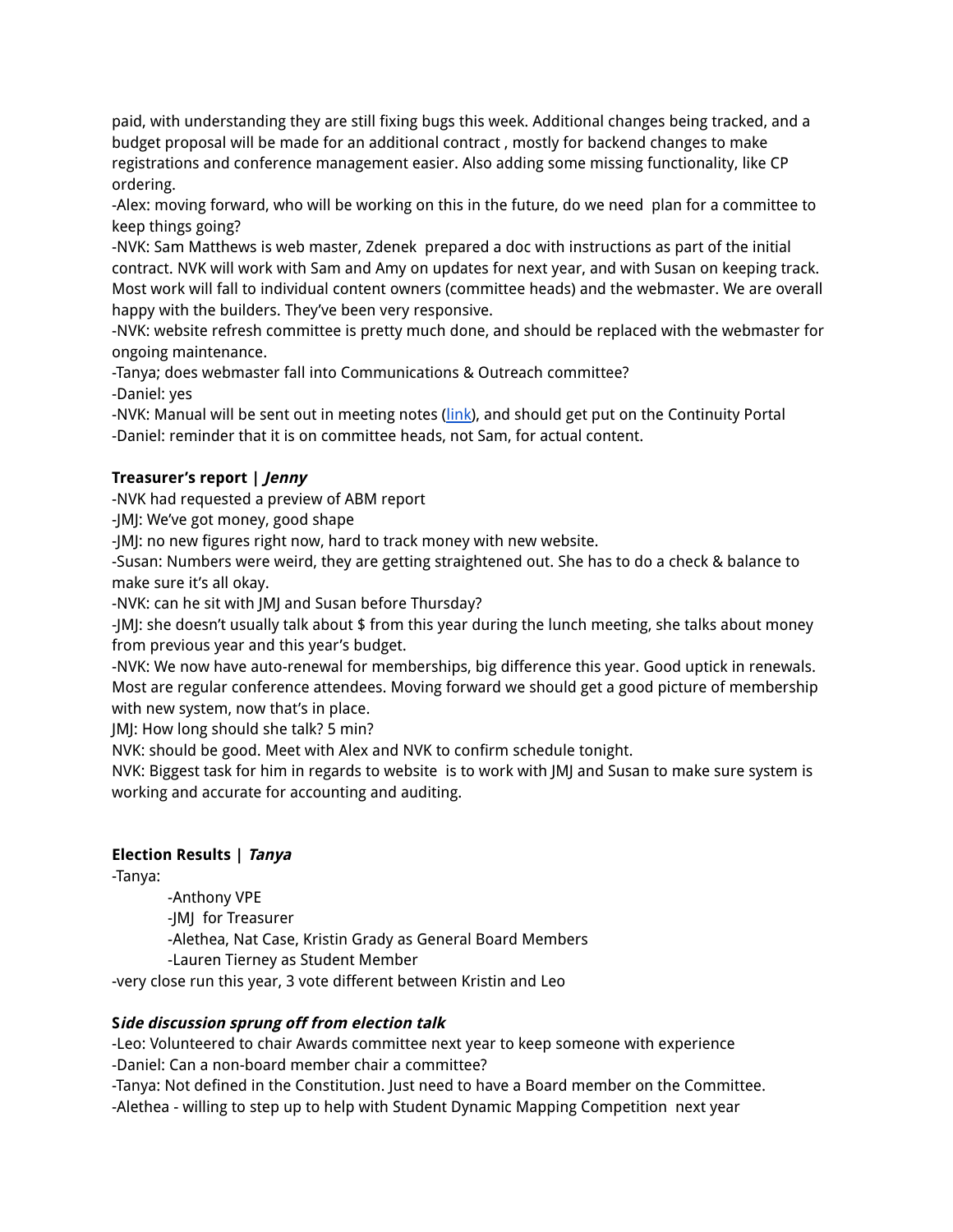paid, with understanding they are still fixing bugs this week. Additional changes being tracked, and a budget proposal will be made for an additional contract , mostly for backend changes to make registrations and conference management easier. Also adding some missing functionality, like CP ordering.

-Alex: moving forward, who will be working on this in the future, do we need  plan for a committee to keep things going?

-NVK: Sam Matthews is web master, Zdenek  prepared a doc with instructions as part of the initial contract. NVK will work with Sam and Amy on updates for next year, and with Susan on keeping track. Most work will fall to individual content owners (committee heads) and the webmaster. We are overall happy with the builders. They've been very responsive.

-NVK: website refresh committee is pretty much done, and should be replaced with the webmaster for ongoing maintenance.

-Tanya; does webmaster fall into Communications & Outreach committee?

-Daniel: yes

-NVK: Manual will be sent out in meeting notes (link), and should get put on the Continuity Portal

-Daniel: reminder that it is on committee heads, not Sam, for actual content.

**Treasurer's report | *Jenny***

-NVK had requested a preview of ABM report

-JMJ: We've got money, good shape

-JMJ: no new figures right now, hard to track money with new website.

-Susan: Numbers were weird, they are getting straightened out. She has to do a check & balance to make sure it's all okay.

-NVK: can he sit with JMJ and Susan before Thursday?

-JMJ: she doesn't usually talk about $ from this year during the lunch meeting, she talks about money from previous year and this year's budget.

-NVK: We now have auto-renewal for memberships, big difference this year. Good uptick in renewals. Most are regular conference attendees. Moving forward we should get a good picture of membership with new system, now that's in place.

JMJ: How long should she talk? 5 min?

NVK: should be good. Meet with Alex and NVK to confirm schedule tonight.

NVK: Biggest task for him in regards to website  is to work with JMJ and Susan to make sure system is working and accurate for accounting and auditing.

**Election Results | *Tanya***

-Tanya:

- -Anthony VPE
- -JMJ  for Treasurer
- -Alethea, Nat Case, Kristin Grady as General Board Members
- -Lauren Tierney as Student Member

-very close run this year, 3 vote different between Kristin and Leo

**S*ide discussion sprung off from election talk***

-Leo: Volunteered to chair Awards committee next year to keep someone with experience

-Daniel: Can a non-board member chair a committee?

-Tanya: Not defined in the Constitution. Just need to have a Board member on the Committee.

-Alethea - willing to step up to help with Student Dynamic Mapping Competition  next year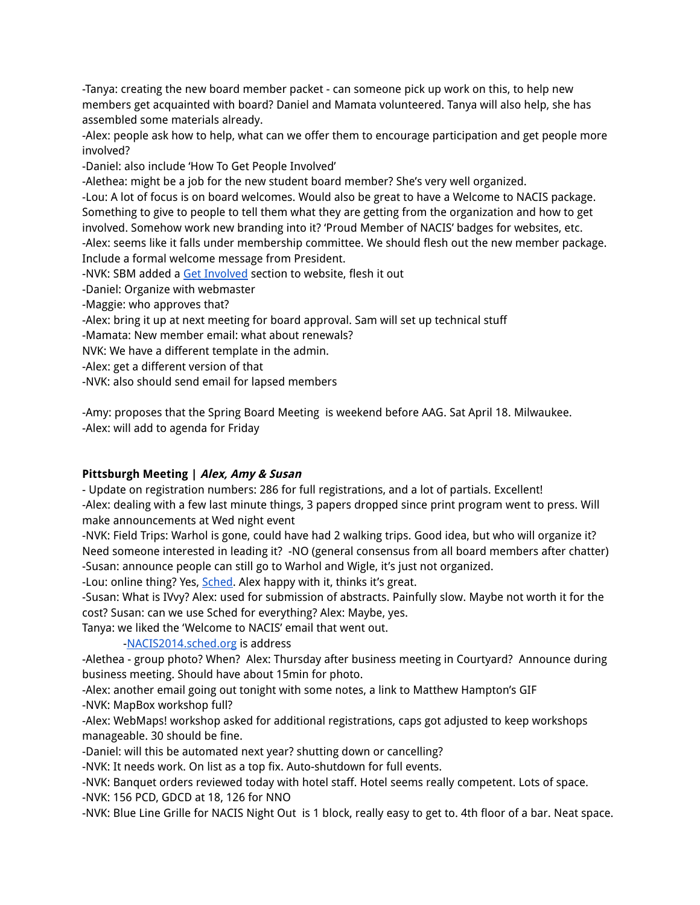-Tanya: creating the new board member packet - can someone pick up work on this, to help new members get acquainted with board? Daniel and Mamata volunteered. Tanya will also help, she has assembled some materials already.
-Alex: people ask how to help, what can we offer them to encourage participation and get people more involved?
-Daniel: also include 'How To Get People Involved'
-Alethea: might be a job for the new student board member? She's very well organized.
-Lou: A lot of focus is on board welcomes. Would also be great to have a Welcome to NACIS package. Something to give to people to tell them what they are getting from the organization and how to get involved. Somehow work new branding into it? 'Proud Member of NACIS' badges for websites, etc.
-Alex: seems like it falls under membership committee. We should flesh out the new member package. Include a formal welcome message from President.
-NVK: SBM added a Get Involved section to website, flesh it out
-Daniel: Organize with webmaster
-Maggie: who approves that?
-Alex: bring it up at next meeting for board approval. Sam will set up technical stuff
-Mamata: New member email: what about renewals?
NVK: We have a different template in the admin.
-Alex: get a different version of that
-NVK: also should send email for lapsed members

-Amy: proposes that the Spring Board Meeting is weekend before AAG. Sat April 18. Milwaukee.
-Alex: will add to agenda for Friday

**Pittsburgh Meeting | *Alex, Amy & Susan***
- Update on registration numbers: 286 for full registrations, and a lot of partials. Excellent!
-Alex: dealing with a few last minute things, 3 papers dropped since print program went to press. Will make announcements at Wed night event
-NVK: Field Trips: Warhol is gone, could have had 2 walking trips. Good idea, but who will organize it? Need someone interested in leading it? -NO (general consensus from all board members after chatter)
-Susan: announce people can still go to Warhol and Wigle, it's just not organized.
-Lou: online thing? Yes, Sched. Alex happy with it, thinks it's great.
-Susan: What is IVvy? Alex: used for submission of abstracts. Painfully slow. Maybe not worth it for the cost? Susan: can we use Sched for everything? Alex: Maybe, yes.
Tanya: we liked the 'Welcome to NACIS' email that went out.
  -NACIS2014.sched.org is address
-Alethea - group photo? When? Alex: Thursday after business meeting in Courtyard? Announce during business meeting. Should have about 15min for photo.
-Alex: another email going out tonight with some notes, a link to Matthew Hampton's GIF
-NVK: MapBox workshop full?
-Alex: WebMaps! workshop asked for additional registrations, caps got adjusted to keep workshops manageable. 30 should be fine.
-Daniel: will this be automated next year? shutting down or cancelling?
-NVK: It needs work. On list as a top fix. Auto-shutdown for full events.
-NVK: Banquet orders reviewed today with hotel staff. Hotel seems really competent. Lots of space.
-NVK: 156 PCD, GDCD at 18, 126 for NNO
-NVK: Blue Line Grille for NACIS Night Out is 1 block, really easy to get to. 4th floor of a bar. Neat space.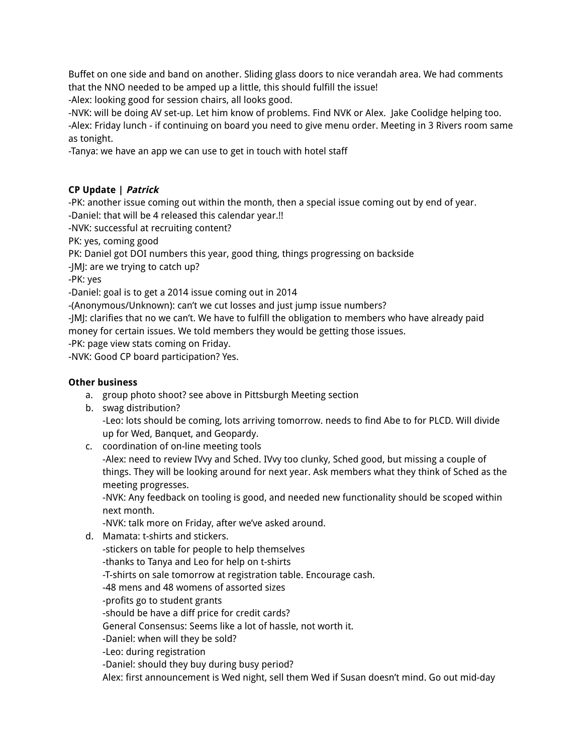Buffet on one side and band on another. Sliding glass doors to nice verandah area. We had comments that the NNO needed to be amped up a little, this should fulfill the issue!
-Alex: looking good for session chairs, all looks good.
-NVK: will be doing AV set-up. Let him know of problems. Find NVK or Alex.  Jake Coolidge helping too.
-Alex: Friday lunch - if continuing on board you need to give menu order. Meeting in 3 Rivers room same as tonight.
-Tanya: we have an app we can use to get in touch with hotel staff

**CP Update | *Patrick***
-PK: another issue coming out within the month, then a special issue coming out by end of year.
-Daniel: that will be 4 released this calendar year.!!
-NVK: successful at recruiting content?
PK: yes, coming good
PK: Daniel got DOI numbers this year, good thing, things progressing on backside
-JMJ: are we trying to catch up?
-PK: yes
-Daniel: goal is to get a 2014 issue coming out in 2014
-(Anonymous/Unknown): can't we cut losses and just jump issue numbers?
-JMJ: clarifies that no we can't. We have to fulfill the obligation to members who have already paid money for certain issues. We told members they would be getting those issues.
-PK: page view stats coming on Friday.
-NVK: Good CP board participation? Yes.

**Other business**

a. group photo shoot? see above in Pittsburgh Meeting section
b. swag distribution?
   -Leo: lots should be coming, lots arriving tomorrow. needs to find Abe to for PLCD. Will divide up for Wed, Banquet, and Geopardy.
c. coordination of on-line meeting tools
   -Alex: need to review IVvy and Sched. IVvy too clunky, Sched good, but missing a couple of things. They will be looking around for next year. Ask members what they think of Sched as the meeting progresses.
   -NVK: Any feedback on tooling is good, and needed new functionality should be scoped within next month.
   -NVK: talk more on Friday, after we've asked around.
d. Mamata: t-shirts and stickers.
   -stickers on table for people to help themselves
   -thanks to Tanya and Leo for help on t-shirts
   -T-shirts on sale tomorrow at registration table. Encourage cash.
   -48 mens and 48 womens of assorted sizes
   -profits go to student grants
   -should be have a diff price for credit cards?
   General Consensus: Seems like a lot of hassle, not worth it.
   -Daniel: when will they be sold?
   -Leo: during registration
   -Daniel: should they buy during busy period?
   Alex: first announcement is Wed night, sell them Wed if Susan doesn't mind. Go out mid-day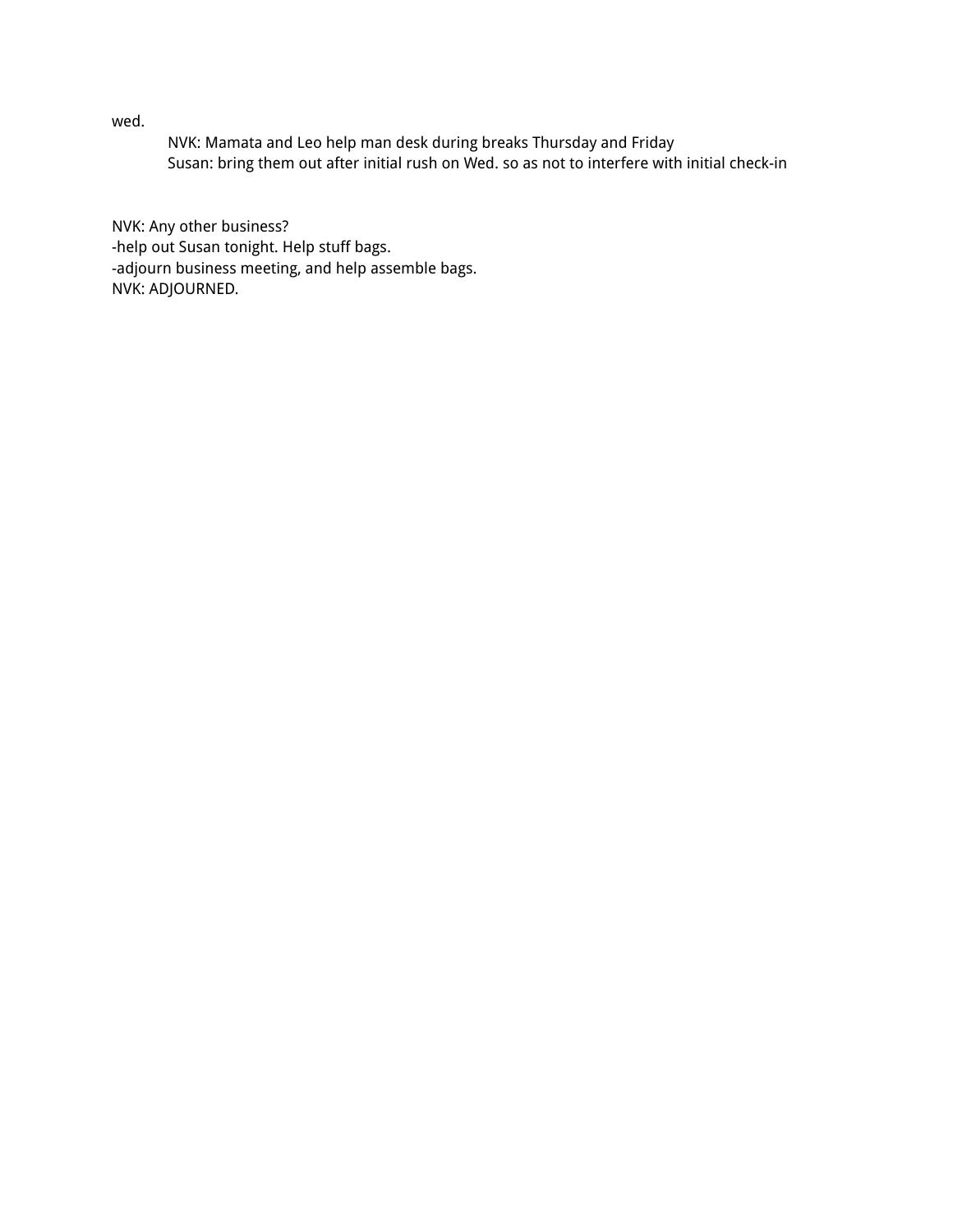wed.

NVK: Mamata and Leo help man desk during breaks Thursday and Friday
Susan: bring them out after initial rush on Wed. so as not to interfere with initial check-in

NVK: Any other business?
-help out Susan tonight. Help stuff bags.
-adjourn business meeting, and help assemble bags.
NVK: ADJOURNED.